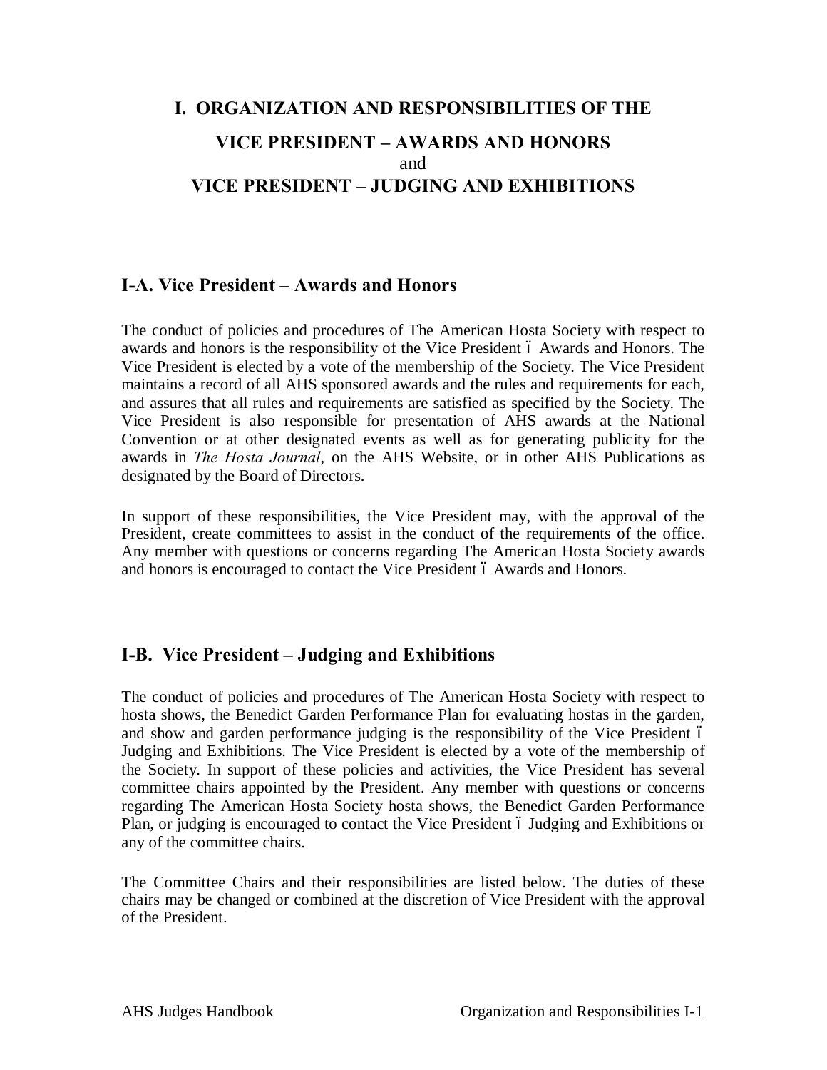# I. ORGANIZATION AND RESPONSIBILITIES OF THE VICE PRESIDENT – AWARDS AND HONORS and VICE PRESIDENT – JUDGING AND EXHIBITIONS

## I-A. Vice President – Awards and Honors

The conduct of policies and procedures of The American Hosta Society with respect to awards and honors is the responsibility of the Vice President – Awards and Honors. The Vice President is elected by a vote of the membership of the Society. The Vice President maintains a record of all AHS sponsored awards and the rules and requirements for each, and assures that all rules and requirements are satisfied as specified by the Society. The Vice President is also responsible for presentation of AHS awards at the National Convention or at other designated events as well as for generating publicity for the awards in *The Hosta Journal*, on the AHS Website, or in other AHS Publications as designated by the Board of Directors.

In support of these responsibilities, the Vice President may, with the approval of the President, create committees to assist in the conduct of the requirements of the office. Any member with questions or concerns regarding The American Hosta Society awards and honors is encouraged to contact the Vice President – Awards and Honors.

## I-B. Vice President – Judging and Exhibitions

The conduct of policies and procedures of The American Hosta Society with respect to hosta shows, the Benedict Garden Performance Plan for evaluating hostas in the garden, and show and garden performance judging is the responsibility of the Vice President – Judging and Exhibitions. The Vice President is elected by a vote of the membership of the Society. In support of these policies and activities, the Vice President has several committee chairs appointed by the President. Any member with questions or concerns regarding The American Hosta Society hosta shows, the Benedict Garden Performance Plan, or judging is encouraged to contact the Vice President – Judging and Exhibitions or any of the committee chairs.

The Committee Chairs and their responsibilities are listed below. The duties of these chairs may be changed or combined at the discretion of Vice President with the approval of the President.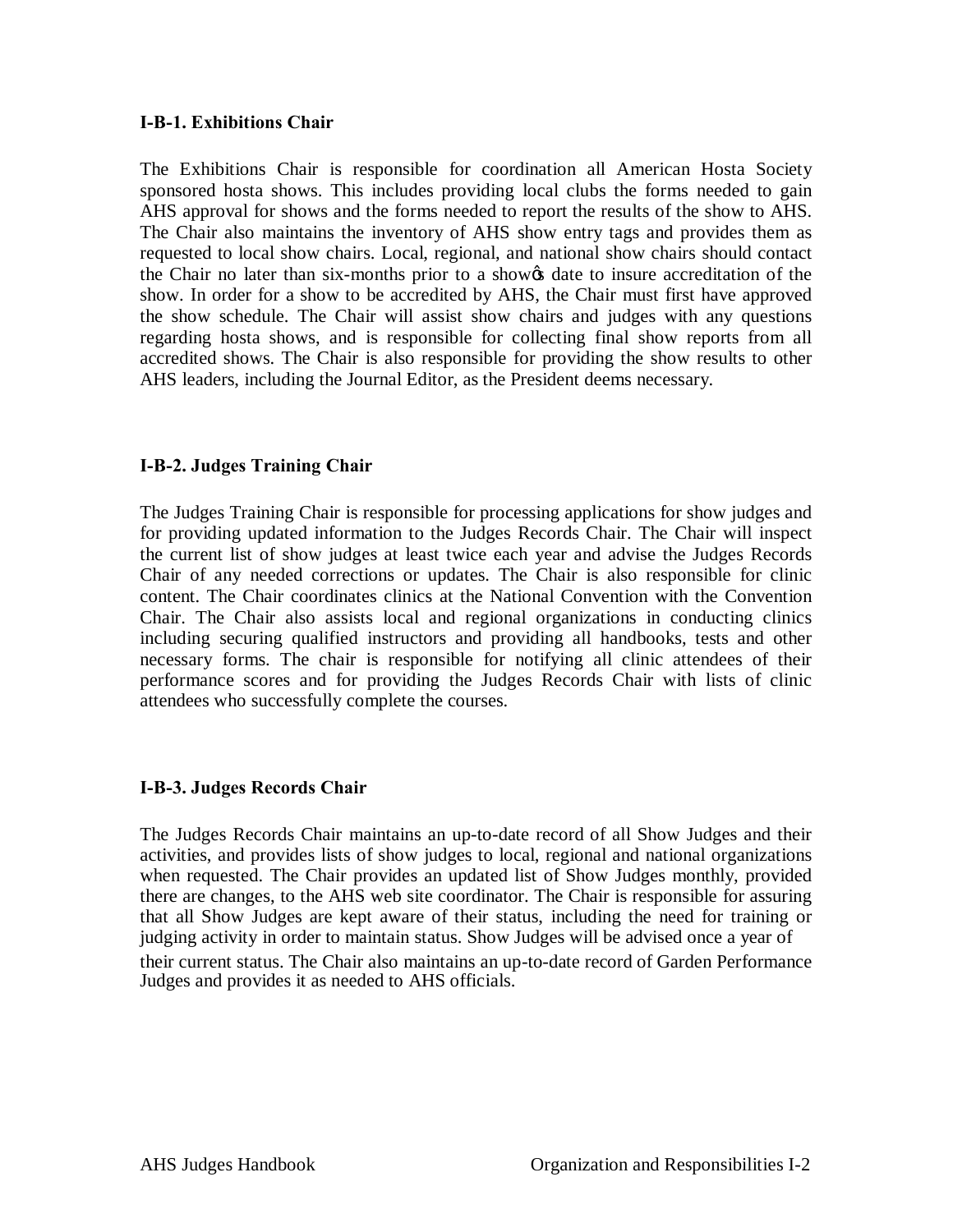### I-B-1. Exhibitions Chair

The Exhibitions Chair is responsible for coordination all American Hosta Society sponsored hosta shows. This includes providing local clubs the forms needed to gain AHS approval for shows and the forms needed to report the results of the show to AHS. The Chair also maintains the inventory of AHS show entry tags and provides them as requested to local show chairs. Local, regional, and national show chairs should contact the Chair no later than six-months prior to a show's date to insure accreditation of the show. In order for a show to be accredited by AHS, the Chair must first have approved the show schedule. The Chair will assist show chairs and judges with any questions regarding hosta shows, and is responsible for collecting final show reports from all accredited shows. The Chair is also responsible for providing the show results to other AHS leaders, including the Journal Editor, as the President deems necessary.

### I-B-2. Judges Training Chair

The Judges Training Chair is responsible for processing applications for show judges and for providing updated information to the Judges Records Chair. The Chair will inspect the current list of show judges at least twice each year and advise the Judges Records Chair of any needed corrections or updates. The Chair is also responsible for clinic content. The Chair coordinates clinics at the National Convention with the Convention Chair. The Chair also assists local and regional organizations in conducting clinics including securing qualified instructors and providing all handbooks, tests and other necessary forms. The chair is responsible for notifying all clinic attendees of their performance scores and for providing the Judges Records Chair with lists of clinic attendees who successfully complete the courses.

### I-B-3. Judges Records Chair

The Judges Records Chair maintains an up-to-date record of all Show Judges and their activities, and provides lists of show judges to local, regional and national organizations when requested. The Chair provides an updated list of Show Judges monthly, provided there are changes, to the AHS web site coordinator. The Chair is responsible for assuring that all Show Judges are kept aware of their status, including the need for training or judging activity in order to maintain status. Show Judges will be advised once a year of their current status. The Chair also maintains an up-to-date record of Garden Performance Judges and provides it as needed to AHS officials.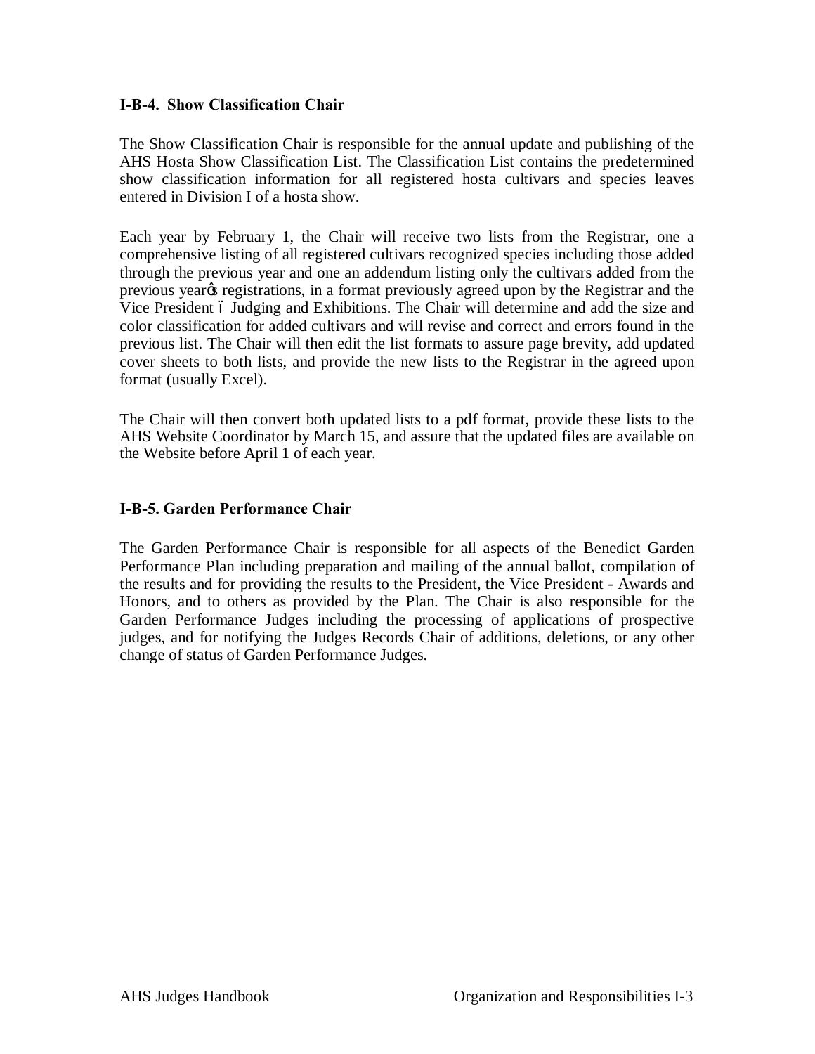### I-B-4. Show Classification Chair

The Show Classification Chair is responsible for the annual update and publishing of the AHS Hosta Show Classification List. The Classification List contains the predetermined show classification information for all registered hosta cultivars and species leaves entered in Division I of a hosta show.

Each year by February 1, the Chair will receive two lists from the Registrar, one a comprehensive listing of all registered cultivars recognized species including those added through the previous year and one an addendum listing only the cultivars added from the previous yearφs registrations, in a format previously agreed upon by the Registrar and the Vice President ó Judging and Exhibitions. The Chair will determine and add the size and color classification for added cultivars and will revise and correct and errors found in the previous list. The Chair will then edit the list formats to assure page brevity, add updated cover sheets to both lists, and provide the new lists to the Registrar in the agreed upon format (usually Excel).

The Chair will then convert both updated lists to a pdf format, provide these lists to the AHS Website Coordinator by March 15, and assure that the updated files are available on the Website before April 1 of each year.

### I-B-5. Garden Performance Chair

The Garden Performance Chair is responsible for all aspects of the Benedict Garden Performance Plan including preparation and mailing of the annual ballot, compilation of the results and for providing the results to the President, the Vice President - Awards and Honors, and to others as provided by the Plan. The Chair is also responsible for the Garden Performance Judges including the processing of applications of prospective judges, and for notifying the Judges Records Chair of additions, deletions, or any other change of status of Garden Performance Judges.